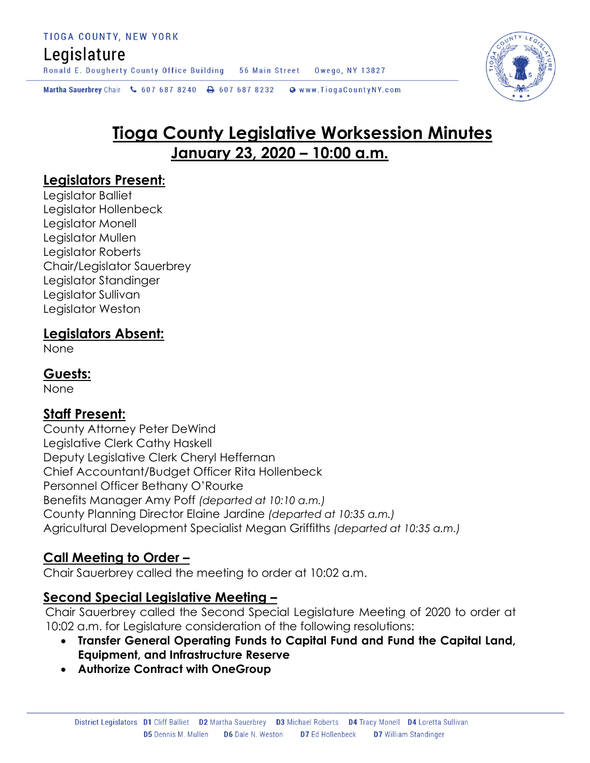TIOGA COUNTY, NEW YORK

Legislature

Ronald E. Dougherty County Office Building 56 Main Street Owego, NY 13827

Martha Sauerbrey Chair 607 687 8240 607 687 8232 www.TiogaCountyNY.com

# Tioga County Legislative Worksession Minutes
## January 23, 2020 – 10:00 a.m.

### Legislators Present:
Legislator Balliet
Legislator Hollenbeck
Legislator Monell
Legislator Mullen
Legislator Roberts
Chair/Legislator Sauerbrey
Legislator Standinger
Legislator Sullivan
Legislator Weston

### Legislators Absent:
None

### Guests:
None

### Staff Present:
County Attorney Peter DeWind
Legislative Clerk Cathy Haskell
Deputy Legislative Clerk Cheryl Heffernan
Chief Accountant/Budget Officer Rita Hollenbeck
Personnel Officer Bethany O'Rourke
Benefits Manager Amy Poff *(departed at 10:10 a.m.)*
County Planning Director Elaine Jardine *(departed at 10:35 a.m.)*
Agricultural Development Specialist Megan Griffiths *(departed at 10:35 a.m.)*

### Call Meeting to Order –
Chair Sauerbrey called the meeting to order at 10:02 a.m.

### Second Special Legislative Meeting –
Chair Sauerbrey called the Second Special Legislature Meeting of 2020 to order at 10:02 a.m. for Legislature consideration of the following resolutions:

- **Transfer General Operating Funds to Capital Fund and Fund the Capital Land, Equipment, and Infrastructure Reserve**
- **Authorize Contract with OneGroup**

District Legislators D1 Cliff Balliet D2 Martha Sauerbrey D3 Michael Roberts D4 Tracy Monell D4 Loretta Sullivan D5 Dennis M. Mullen D6 Dale N. Weston D7 Ed Hollenbeck D7 William Standinger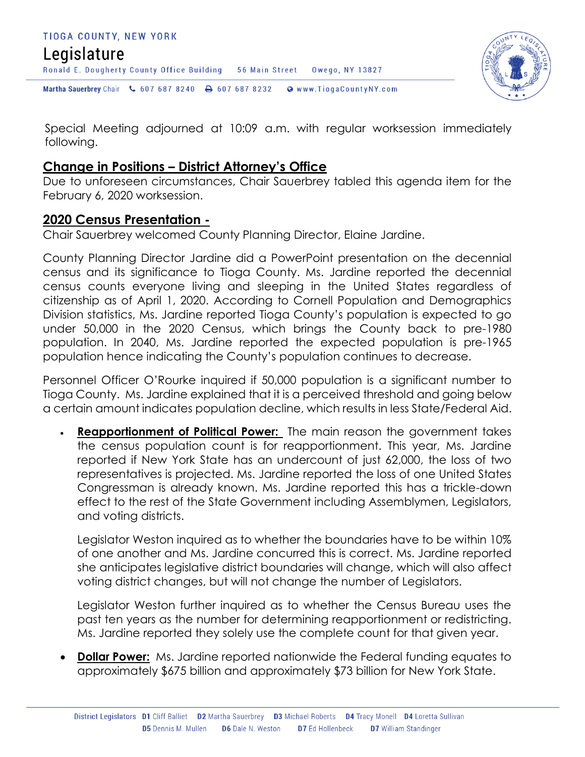Special Meeting adjourned at 10:09 a.m. with regular worksession immediately following.

## Change in Positions – District Attorney's Office

Due to unforeseen circumstances, Chair Sauerbrey tabled this agenda item for the February 6, 2020 worksession.

## 2020 Census Presentation -

Chair Sauerbrey welcomed County Planning Director, Elaine Jardine.

County Planning Director Jardine did a PowerPoint presentation on the decennial census and its significance to Tioga County. Ms. Jardine reported the decennial census counts everyone living and sleeping in the United States regardless of citizenship as of April 1, 2020. According to Cornell Population and Demographics Division statistics, Ms. Jardine reported Tioga County's population is expected to go under 50,000 in the 2020 Census, which brings the County back to pre-1980 population. In 2040, Ms. Jardine reported the expected population is pre-1965 population hence indicating the County's population continues to decrease.

Personnel Officer O'Rourke inquired if 50,000 population is a significant number to Tioga County. Ms. Jardine explained that it is a perceived threshold and going below a certain amount indicates population decline, which results in less State/Federal Aid.

- **Reapportionment of Political Power:** The main reason the government takes the census population count is for reapportionment. This year, Ms. Jardine reported if New York State has an undercount of just 62,000, the loss of two representatives is projected. Ms. Jardine reported the loss of one United States Congressman is already known. Ms. Jardine reported this has a trickle-down effect to the rest of the State Government including Assemblymen, Legislators, and voting districts.

  Legislator Weston inquired as to whether the boundaries have to be within 10% of one another and Ms. Jardine concurred this is correct. Ms. Jardine reported she anticipates legislative district boundaries will change, which will also affect voting district changes, but will not change the number of Legislators.

  Legislator Weston further inquired as to whether the Census Bureau uses the past ten years as the number for determining reapportionment or redistricting. Ms. Jardine reported they solely use the complete count for that given year.

- **Dollar Power:** Ms. Jardine reported nationwide the Federal funding equates to approximately $675 billion and approximately $73 billion for New York State.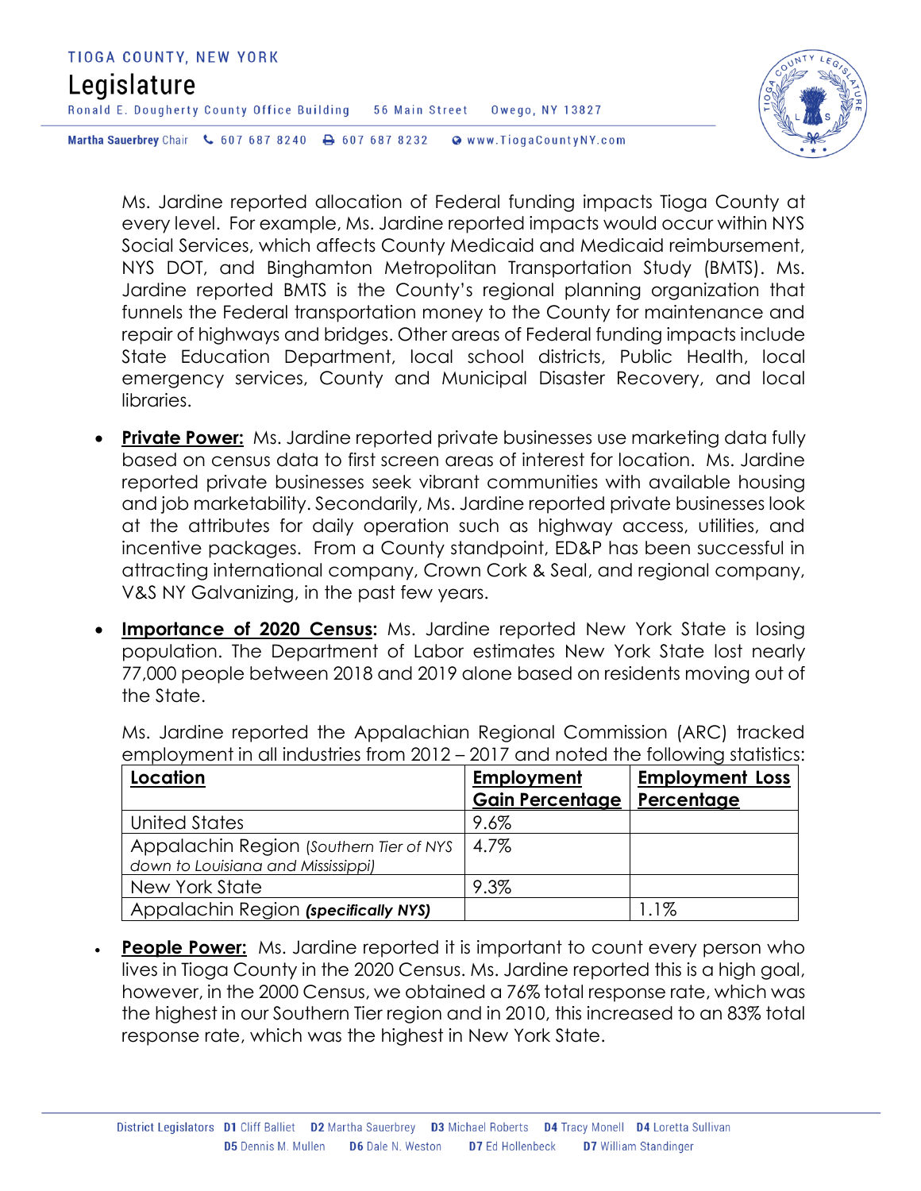Ms. Jardine reported allocation of Federal funding impacts Tioga County at every level. For example, Ms. Jardine reported impacts would occur within NYS Social Services, which affects County Medicaid and Medicaid reimbursement, NYS DOT, and Binghamton Metropolitan Transportation Study (BMTS). Ms. Jardine reported BMTS is the County's regional planning organization that funnels the Federal transportation money to the County for maintenance and repair of highways and bridges. Other areas of Federal funding impacts include State Education Department, local school districts, Public Health, local emergency services, County and Municipal Disaster Recovery, and local libraries.

- **Private Power:** Ms. Jardine reported private businesses use marketing data fully based on census data to first screen areas of interest for location. Ms. Jardine reported private businesses seek vibrant communities with available housing and job marketability. Secondarily, Ms. Jardine reported private businesses look at the attributes for daily operation such as highway access, utilities, and incentive packages. From a County standpoint, ED&P has been successful in attracting international company, Crown Cork & Seal, and regional company, V&S NY Galvanizing, in the past few years.

- **Importance of 2020 Census:** Ms. Jardine reported New York State is losing population. The Department of Labor estimates New York State lost nearly 77,000 people between 2018 and 2019 alone based on residents moving out of the State.

  Ms. Jardine reported the Appalachian Regional Commission (ARC) tracked employment in all industries from 2012 – 2017 and noted the following statistics:

| Location | Employment Gain Percentage | Employment Loss Percentage |
|---|---|---|
| United States | 9.6% | |
| Appalachin Region (*Southern Tier of NYS down to Louisiana and Mississippi*) | 4.7% | |
| New York State | 9.3% | |
| Appalachin Region ***(specifically NYS)*** | | 1.1% |

- **People Power:** Ms. Jardine reported it is important to count every person who lives in Tioga County in the 2020 Census. Ms. Jardine reported this is a high goal, however, in the 2000 Census, we obtained a 76% total response rate, which was the highest in our Southern Tier region and in 2010, this increased to an 83% total response rate, which was the highest in New York State.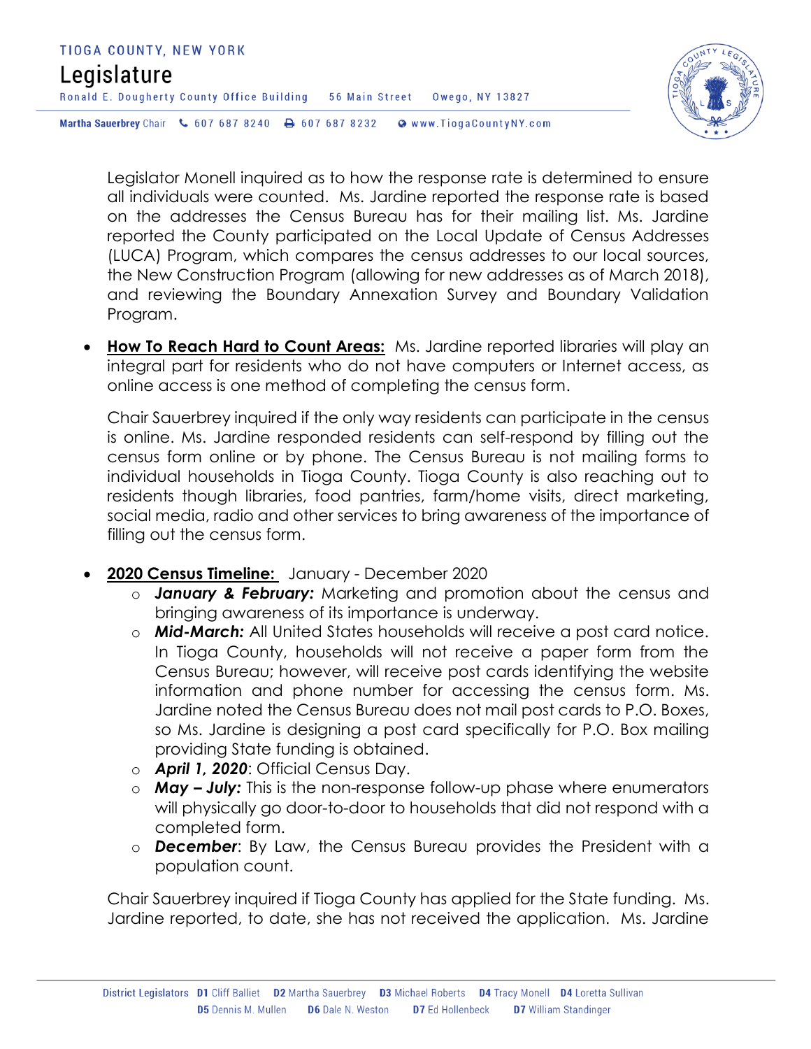Legislator Monell inquired as to how the response rate is determined to ensure all individuals were counted. Ms. Jardine reported the response rate is based on the addresses the Census Bureau has for their mailing list. Ms. Jardine reported the County participated on the Local Update of Census Addresses (LUCA) Program, which compares the census addresses to our local sources, the New Construction Program (allowing for new addresses as of March 2018), and reviewing the Boundary Annexation Survey and Boundary Validation Program.

- **How To Reach Hard to Count Areas:** Ms. Jardine reported libraries will play an integral part for residents who do not have computers or Internet access, as online access is one method of completing the census form.

  Chair Sauerbrey inquired if the only way residents can participate in the census is online. Ms. Jardine responded residents can self-respond by filling out the census form online or by phone. The Census Bureau is not mailing forms to individual households in Tioga County. Tioga County is also reaching out to residents though libraries, food pantries, farm/home visits, direct marketing, social media, radio and other services to bring awareness of the importance of filling out the census form.

- **2020 Census Timeline:** January - December 2020
  - ***January & February:*** Marketing and promotion about the census and bringing awareness of its importance is underway.
  - ***Mid-March:*** All United States households will receive a post card notice. In Tioga County, households will not receive a paper form from the Census Bureau; however, will receive post cards identifying the website information and phone number for accessing the census form. Ms. Jardine noted the Census Bureau does not mail post cards to P.O. Boxes, so Ms. Jardine is designing a post card specifically for P.O. Box mailing providing State funding is obtained.
  - ***April 1, 2020***: Official Census Day.
  - ***May – July:*** This is the non-response follow-up phase where enumerators will physically go door-to-door to households that did not respond with a completed form.
  - ***December***: By Law, the Census Bureau provides the President with a population count.

  Chair Sauerbrey inquired if Tioga County has applied for the State funding. Ms. Jardine reported, to date, she has not received the application. Ms. Jardine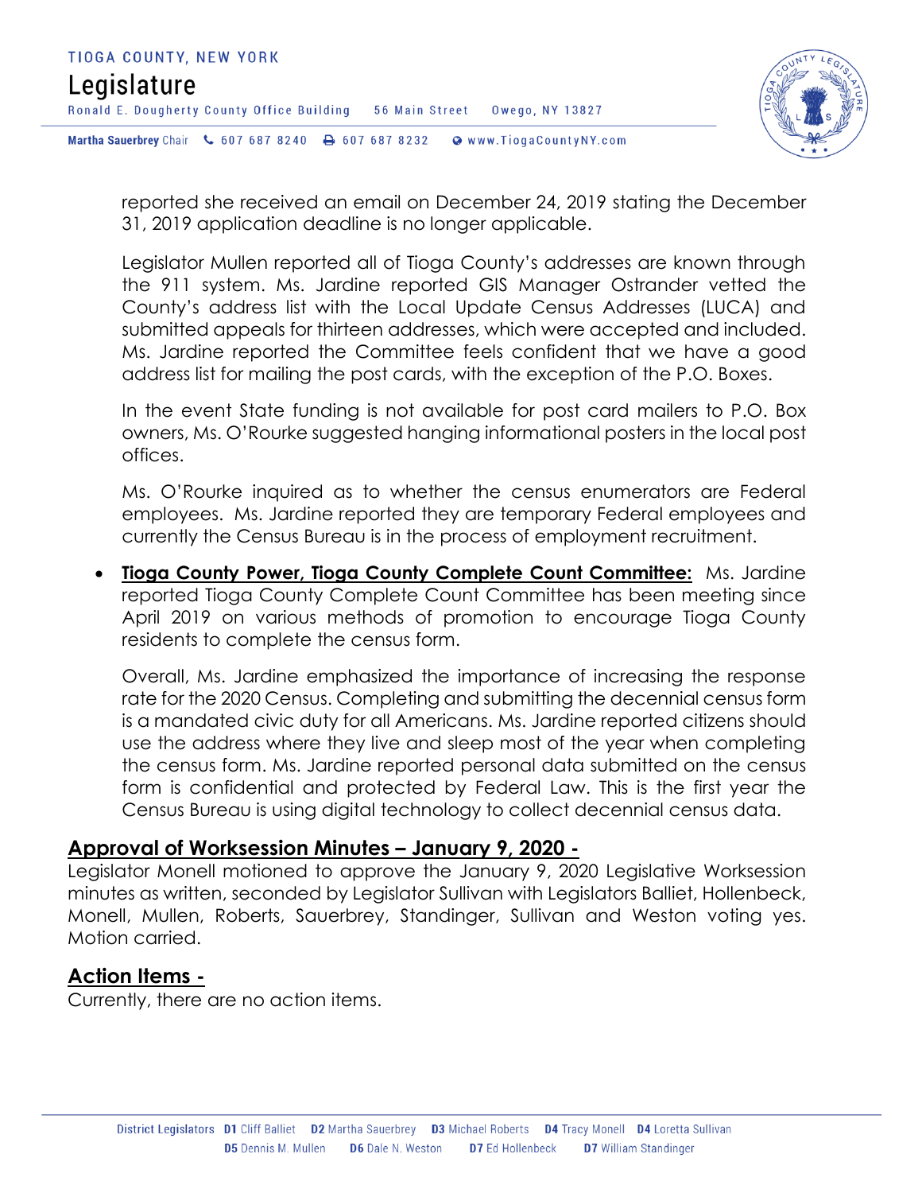reported she received an email on December 24, 2019 stating the December 31, 2019 application deadline is no longer applicable.

Legislator Mullen reported all of Tioga County's addresses are known through the 911 system. Ms. Jardine reported GIS Manager Ostrander vetted the County's address list with the Local Update Census Addresses (LUCA) and submitted appeals for thirteen addresses, which were accepted and included. Ms. Jardine reported the Committee feels confident that we have a good address list for mailing the post cards, with the exception of the P.O. Boxes.

In the event State funding is not available for post card mailers to P.O. Box owners, Ms. O'Rourke suggested hanging informational posters in the local post offices.

Ms. O'Rourke inquired as to whether the census enumerators are Federal employees. Ms. Jardine reported they are temporary Federal employees and currently the Census Bureau is in the process of employment recruitment.

- **Tioga County Power, Tioga County Complete Count Committee:** Ms. Jardine reported Tioga County Complete Count Committee has been meeting since April 2019 on various methods of promotion to encourage Tioga County residents to complete the census form.

  Overall, Ms. Jardine emphasized the importance of increasing the response rate for the 2020 Census. Completing and submitting the decennial census form is a mandated civic duty for all Americans. Ms. Jardine reported citizens should use the address where they live and sleep most of the year when completing the census form. Ms. Jardine reported personal data submitted on the census form is confidential and protected by Federal Law. This is the first year the Census Bureau is using digital technology to collect decennial census data.

## Approval of Worksession Minutes – January 9, 2020 -

Legislator Monell motioned to approve the January 9, 2020 Legislative Worksession minutes as written, seconded by Legislator Sullivan with Legislators Balliet, Hollenbeck, Monell, Mullen, Roberts, Sauerbrey, Standinger, Sullivan and Weston voting yes. Motion carried.

## Action Items -

Currently, there are no action items.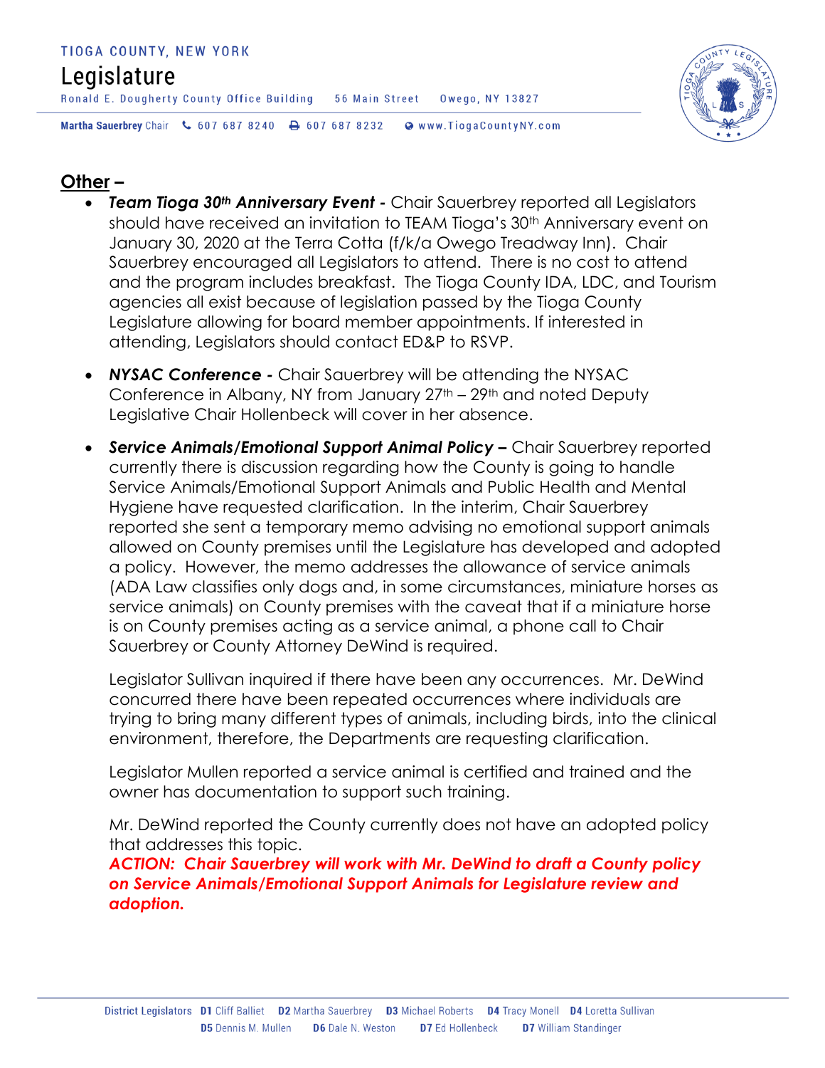## Other –

- ***Team Tioga 30th Anniversary Event -*** Chair Sauerbrey reported all Legislators should have received an invitation to TEAM Tioga's 30th Anniversary event on January 30, 2020 at the Terra Cotta (f/k/a Owego Treadway Inn). Chair Sauerbrey encouraged all Legislators to attend. There is no cost to attend and the program includes breakfast. The Tioga County IDA, LDC, and Tourism agencies all exist because of legislation passed by the Tioga County Legislature allowing for board member appointments. If interested in attending, Legislators should contact ED&P to RSVP.

- ***NYSAC Conference -*** Chair Sauerbrey will be attending the NYSAC Conference in Albany, NY from January 27th – 29th and noted Deputy Legislative Chair Hollenbeck will cover in her absence.

- ***Service Animals/Emotional Support Animal Policy –*** Chair Sauerbrey reported currently there is discussion regarding how the County is going to handle Service Animals/Emotional Support Animals and Public Health and Mental Hygiene have requested clarification. In the interim, Chair Sauerbrey reported she sent a temporary memo advising no emotional support animals allowed on County premises until the Legislature has developed and adopted a policy. However, the memo addresses the allowance of service animals (ADA Law classifies only dogs and, in some circumstances, miniature horses as service animals) on County premises with the caveat that if a miniature horse is on County premises acting as a service animal, a phone call to Chair Sauerbrey or County Attorney DeWind is required.

  Legislator Sullivan inquired if there have been any occurrences. Mr. DeWind concurred there have been repeated occurrences where individuals are trying to bring many different types of animals, including birds, into the clinical environment, therefore, the Departments are requesting clarification.

  Legislator Mullen reported a service animal is certified and trained and the owner has documentation to support such training.

  Mr. DeWind reported the County currently does not have an adopted policy that addresses this topic.
  ***ACTION: Chair Sauerbrey will work with Mr. DeWind to draft a County policy on Service Animals/Emotional Support Animals for Legislature review and adoption.***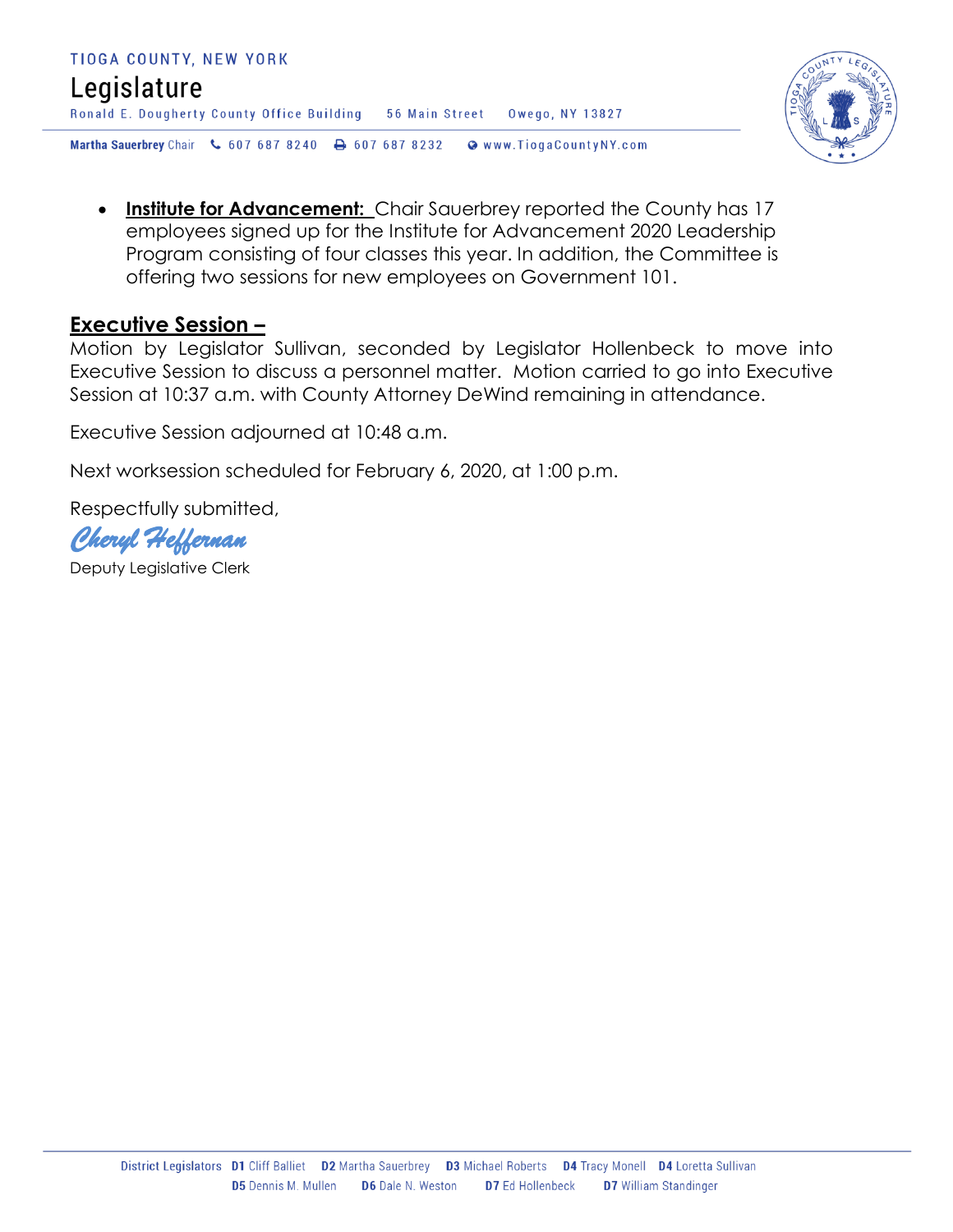- **Institute for Advancement:** Chair Sauerbrey reported the County has 17 employees signed up for the Institute for Advancement 2020 Leadership Program consisting of four classes this year. In addition, the Committee is offering two sessions for new employees on Government 101.

## Executive Session –

Motion by Legislator Sullivan, seconded by Legislator Hollenbeck to move into Executive Session to discuss a personnel matter. Motion carried to go into Executive Session at 10:37 a.m. with County Attorney DeWind remaining in attendance.

Executive Session adjourned at 10:48 a.m.

Next worksession scheduled for February 6, 2020, at 1:00 p.m.

Respectfully submitted,

*Cheryl Heffernan*

Deputy Legislative Clerk